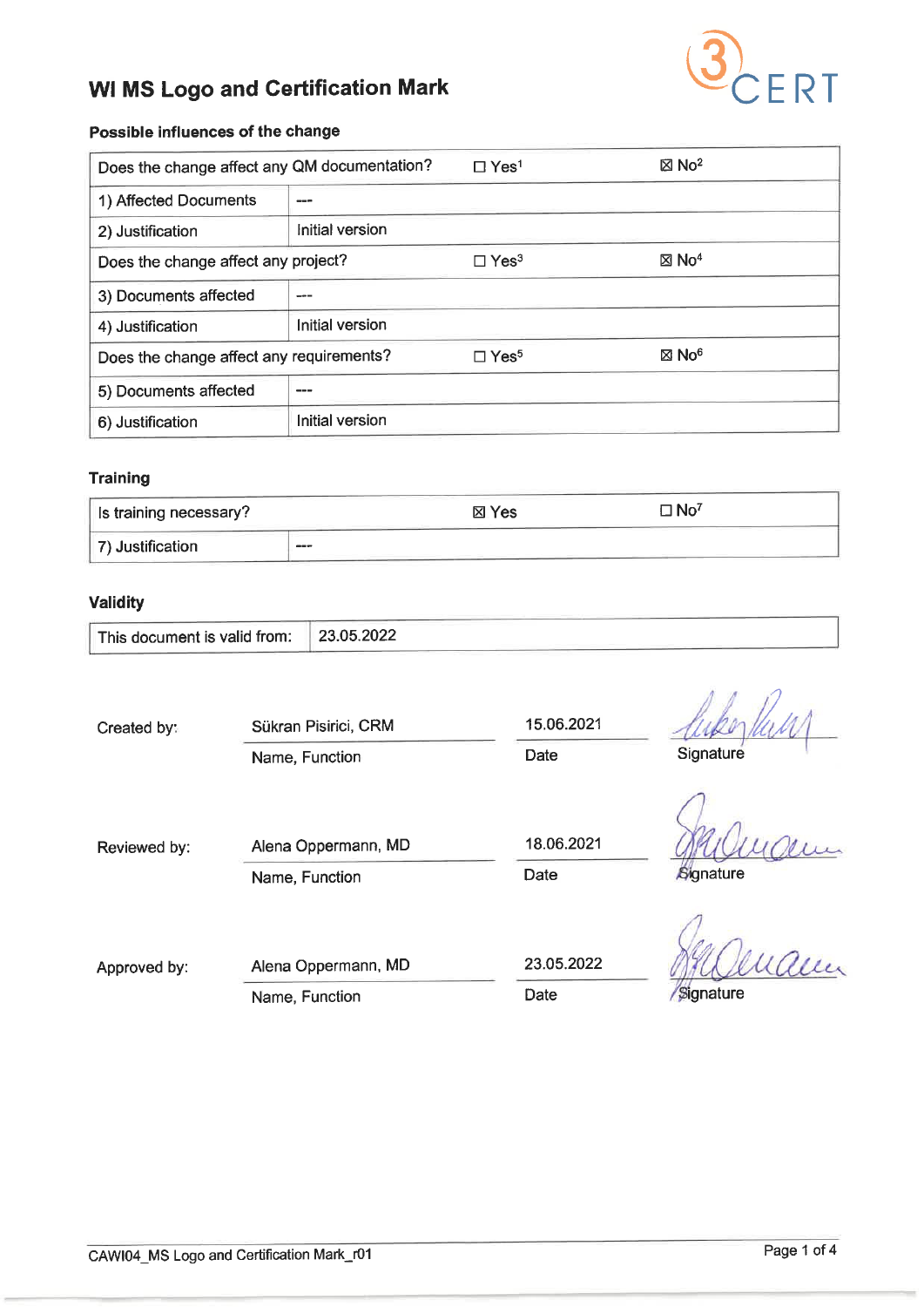# WI MS Logo and Certification Mark

### Possible influences of the change

| Does the change affect any QM documentation? | ☐ Yes[1] | ☒ No[2] |
|---|---|---|
| 1) Affected Documents | --- | |
| 2) Justification | Initial version | |
| Does the change affect any project? | ☐ Yes[3] | ☒ No[4] |
| 3) Documents affected | --- | |
| 4) Justification | Initial version | |
| Does the change affect any requirements? | ☐ Yes[5] | ☒ No[6] |
| 5) Documents affected | --- | |
| 6) Justification | Initial version | |

### Training

| Is training necessary? | ☒ Yes | ☐ No[7] |
|---|---|---|
| 7) Justification | --- | |

### Validity

| This document is valid from: | 23.05.2022 |
|---|---|

| | Name, Function | Date | Signature |
|---|---|---|---|
| Created by: | Sükran Pisirici, CRM | 15.06.2021 | [signed] |
| Reviewed by: | Alena Oppermann, MD | 18.06.2021 | [signed] |
| Approved by: | Alena Oppermann, MD | 23.05.2022 | [signed] |

CAWI04_MS Logo and Certification Mark_r01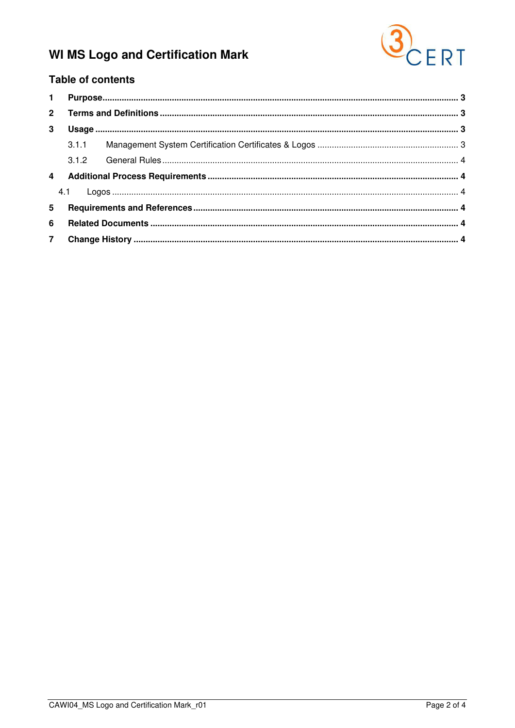# WI MS Logo and Certification Mark

## Table of contents

| | | |
|---|---|---|
| **1** | **Purpose** | **3** |
| **2** | **Terms and Definitions** | **3** |
| **3** | **Usage** | **3** |
| 3.1.1 | Management System Certification Certificates & Logos | 3 |
| 3.1.2 | General Rules | 4 |
| **4** | **Additional Process Requirements** | **4** |
| 4.1 | Logos | 4 |
| **5** | **Requirements and References** | **4** |
| **6** | **Related Documents** | **4** |
| **7** | **Change History** | **4** |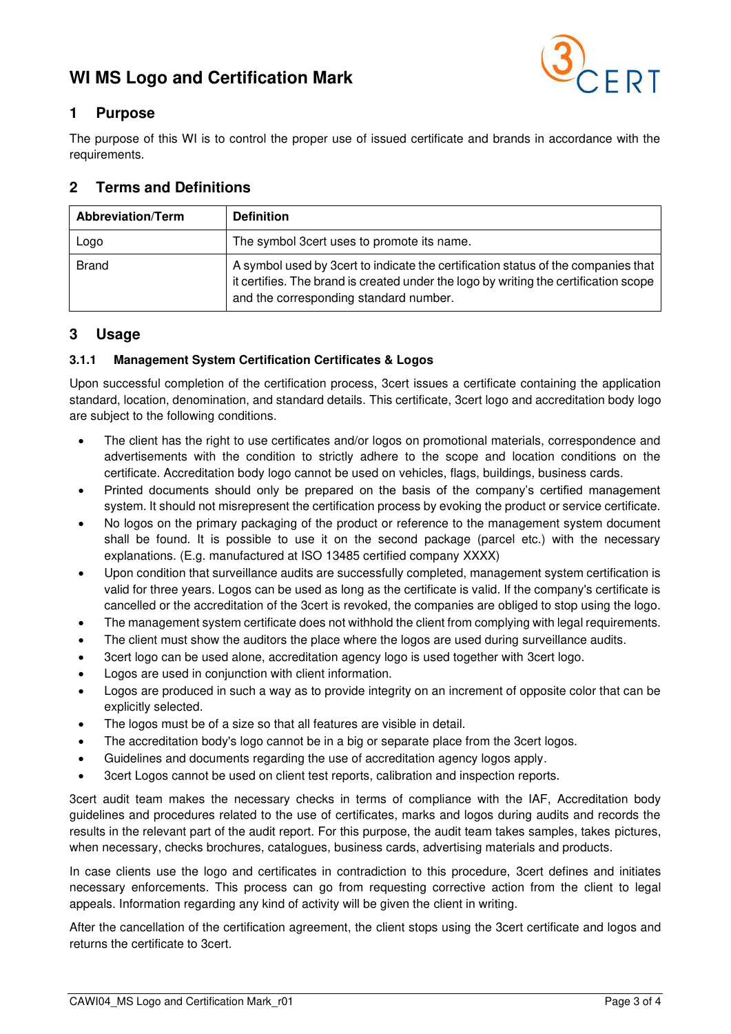# WI MS Logo and Certification Mark

## 1 Purpose

The purpose of this WI is to control the proper use of issued certificate and brands in accordance with the requirements.

## 2 Terms and Definitions

| Abbreviation/Term | Definition |
|---|---|
| Logo | The symbol 3cert uses to promote its name. |
| Brand | A symbol used by 3cert to indicate the certification status of the companies that it certifies. The brand is created under the logo by writing the certification scope and the corresponding standard number. |

## 3 Usage

### 3.1.1 Management System Certification Certificates & Logos

Upon successful completion of the certification process, 3cert issues a certificate containing the application standard, location, denomination, and standard details. This certificate, 3cert logo and accreditation body logo are subject to the following conditions.

- The client has the right to use certificates and/or logos on promotional materials, correspondence and advertisements with the condition to strictly adhere to the scope and location conditions on the certificate. Accreditation body logo cannot be used on vehicles, flags, buildings, business cards.
- Printed documents should only be prepared on the basis of the company's certified management system. It should not misrepresent the certification process by evoking the product or service certificate.
- No logos on the primary packaging of the product or reference to the management system document shall be found. It is possible to use it on the second package (parcel etc.) with the necessary explanations. (E.g. manufactured at ISO 13485 certified company XXXX)
- Upon condition that surveillance audits are successfully completed, management system certification is valid for three years. Logos can be used as long as the certificate is valid. If the company's certificate is cancelled or the accreditation of the 3cert is revoked, the companies are obliged to stop using the logo.
- The management system certificate does not withhold the client from complying with legal requirements.
- The client must show the auditors the place where the logos are used during surveillance audits.
- 3cert logo can be used alone, accreditation agency logo is used together with 3cert logo.
- Logos are used in conjunction with client information.
- Logos are produced in such a way as to provide integrity on an increment of opposite color that can be explicitly selected.
- The logos must be of a size so that all features are visible in detail.
- The accreditation body's logo cannot be in a big or separate place from the 3cert logos.
- Guidelines and documents regarding the use of accreditation agency logos apply.
- 3cert Logos cannot be used on client test reports, calibration and inspection reports.

3cert audit team makes the necessary checks in terms of compliance with the IAF, Accreditation body guidelines and procedures related to the use of certificates, marks and logos during audits and records the results in the relevant part of the audit report. For this purpose, the audit team takes samples, takes pictures, when necessary, checks brochures, catalogues, business cards, advertising materials and products.

In case clients use the logo and certificates in contradiction to this procedure, 3cert defines and initiates necessary enforcements. This process can go from requesting corrective action from the client to legal appeals. Information regarding any kind of activity will be given the client in writing.

After the cancellation of the certification agreement, the client stops using the 3cert certificate and logos and returns the certificate to 3cert.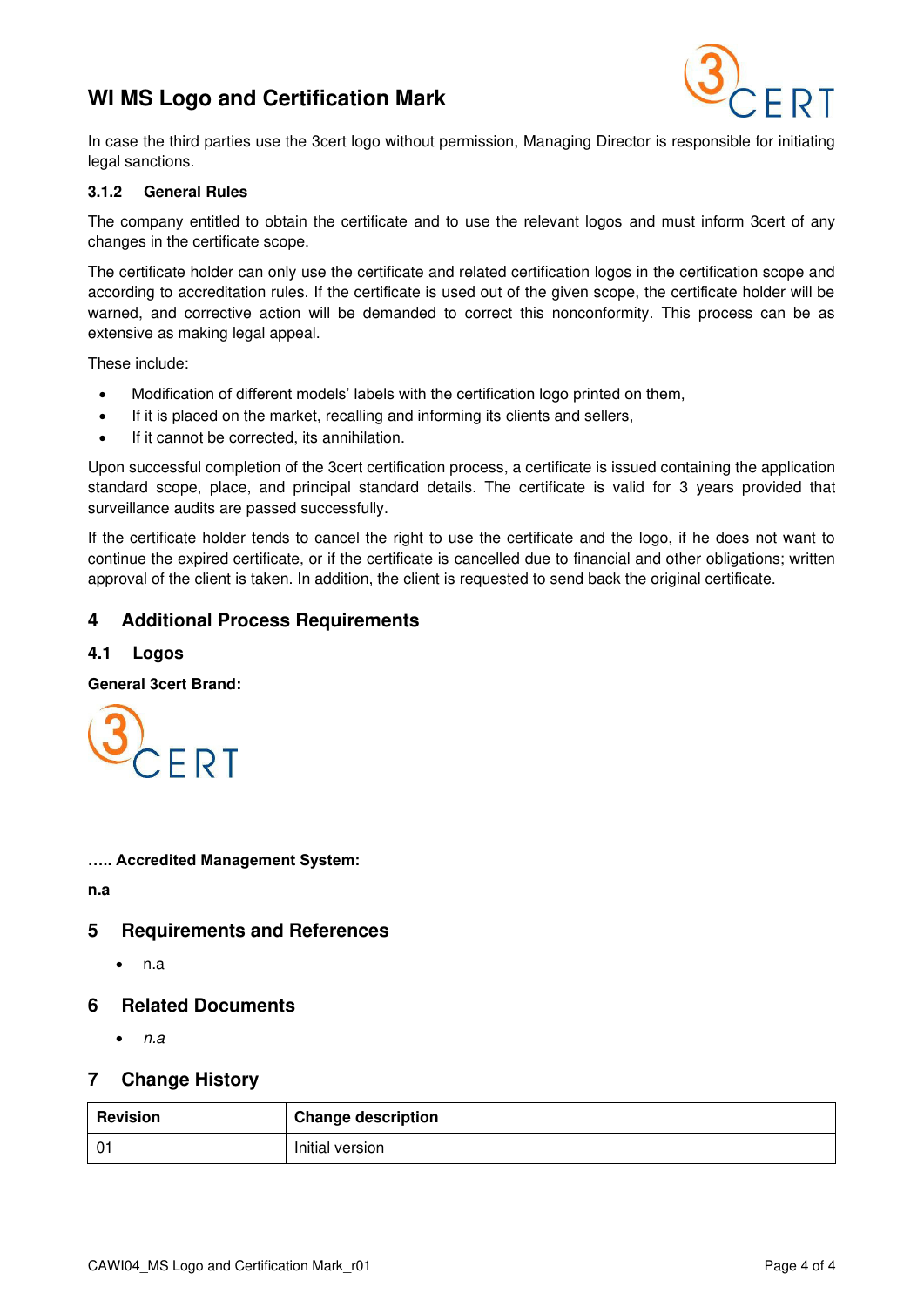In case the third parties use the 3cert logo without permission, Managing Director is responsible for initiating legal sanctions.

### 3.1.2 General Rules

The company entitled to obtain the certificate and to use the relevant logos and must inform 3cert of any changes in the certificate scope.

The certificate holder can only use the certificate and related certification logos in the certification scope and according to accreditation rules. If the certificate is used out of the given scope, the certificate holder will be warned, and corrective action will be demanded to correct this nonconformity. This process can be as extensive as making legal appeal.

These include:

- Modification of different models' labels with the certification logo printed on them,
- If it is placed on the market, recalling and informing its clients and sellers,
- If it cannot be corrected, its annihilation.

Upon successful completion of the 3cert certification process, a certificate is issued containing the application standard scope, place, and principal standard details. The certificate is valid for 3 years provided that surveillance audits are passed successfully.

If the certificate holder tends to cancel the right to use the certificate and the logo, if he does not want to continue the expired certificate, or if the certificate is cancelled due to financial and other obligations; written approval of the client is taken. In addition, the client is requested to send back the original certificate.

## 4 Additional Process Requirements

### 4.1 Logos

**General 3cert Brand:**

**….. Accredited Management System:**

**n.a**

## 5 Requirements and References

- n.a

## 6 Related Documents

- *n.a*

## 7 Change History

| Revision | Change description |
| --- | --- |
| 01 | Initial version |